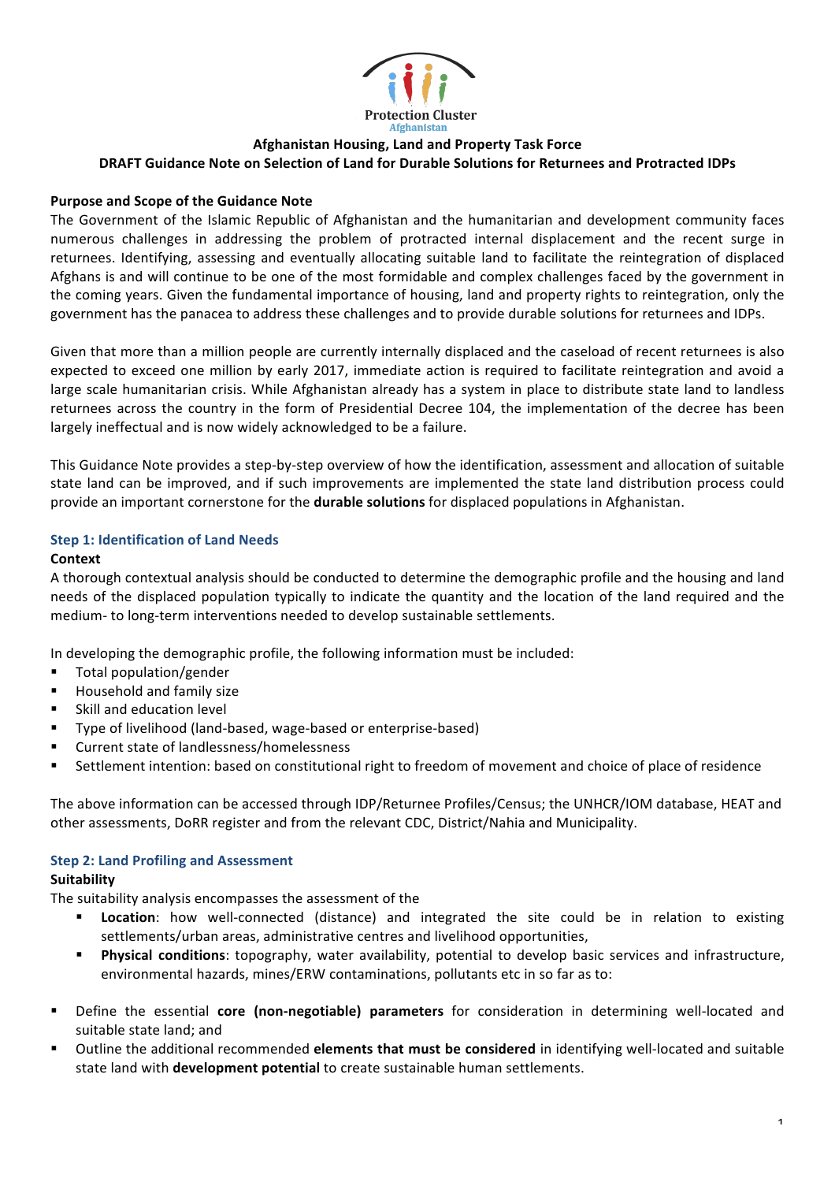Protection Cluster
Afghanistan

# Afghanistan Housing, Land and Property Task Force

## DRAFT Guidance Note on Selection of Land for Durable Solutions for Returnees and Protracted IDPs

### Purpose and Scope of the Guidance Note

The Government of the Islamic Republic of Afghanistan and the humanitarian and development community faces numerous challenges in addressing the problem of protracted internal displacement and the recent surge in returnees. Identifying, assessing and eventually allocating suitable land to facilitate the reintegration of displaced Afghans is and will continue to be one of the most formidable and complex challenges faced by the government in the coming years. Given the fundamental importance of housing, land and property rights to reintegration, only the government has the panacea to address these challenges and to provide durable solutions for returnees and IDPs.

Given that more than a million people are currently internally displaced and the caseload of recent returnees is also expected to exceed one million by early 2017, immediate action is required to facilitate reintegration and avoid a large scale humanitarian crisis. While Afghanistan already has a system in place to distribute state land to landless returnees across the country in the form of Presidential Decree 104, the implementation of the decree has been largely ineffectual and is now widely acknowledged to be a failure.

This Guidance Note provides a step-by-step overview of how the identification, assessment and allocation of suitable state land can be improved, and if such improvements are implemented the state land distribution process could provide an important cornerstone for the **durable solutions** for displaced populations in Afghanistan.

### Step 1: Identification of Land Needs

**Context**

A thorough contextual analysis should be conducted to determine the demographic profile and the housing and land needs of the displaced population typically to indicate the quantity and the location of the land required and the medium- to long-term interventions needed to develop sustainable settlements.

In developing the demographic profile, the following information must be included:

- Total population/gender
- Household and family size
- Skill and education level
- Type of livelihood (land-based, wage-based or enterprise-based)
- Current state of landlessness/homelessness
- Settlement intention: based on constitutional right to freedom of movement and choice of place of residence

The above information can be accessed through IDP/Returnee Profiles/Census; the UNHCR/IOM database, HEAT and other assessments, DoRR register and from the relevant CDC, District/Nahia and Municipality.

### Step 2: Land Profiling and Assessment

**Suitability**

The suitability analysis encompasses the assessment of the

- **Location**: how well-connected (distance) and integrated the site could be in relation to existing settlements/urban areas, administrative centres and livelihood opportunities,
- **Physical conditions**: topography, water availability, potential to develop basic services and infrastructure, environmental hazards, mines/ERW contaminations, pollutants etc in so far as to:

- Define the essential **core (non-negotiable) parameters** for consideration in determining well-located and suitable state land; and
- Outline the additional recommended **elements that must be considered** in identifying well-located and suitable state land with **development potential** to create sustainable human settlements.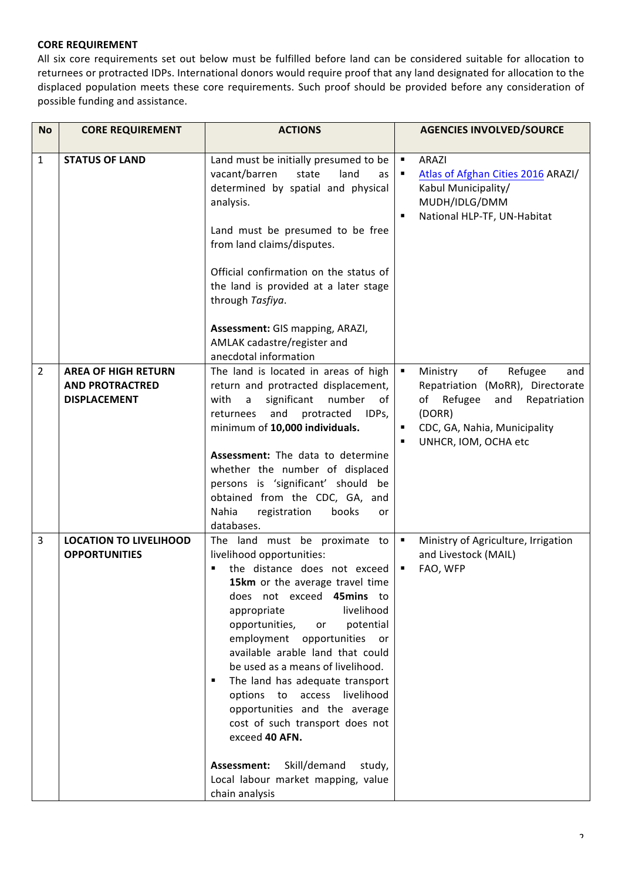## CORE REQUIREMENT

All six core requirements set out below must be fulfilled before land can be considered suitable for allocation to returnees or protracted IDPs. International donors would require proof that any land designated for allocation to the displaced population meets these core requirements. Such proof should be provided before any consideration of possible funding and assistance.

| No | CORE REQUIREMENT | ACTIONS | AGENCIES INVOLVED/SOURCE |
|---|---|---|---|
| 1 | **STATUS OF LAND** | Land must be initially presumed to be vacant/barren state land as determined by spatial and physical analysis.<br><br>Land must be presumed to be free from land claims/disputes.<br><br>Official confirmation on the status of the land is provided at a later stage through *Tasfiya*.<br><br>**Assessment:** GIS mapping, ARAZI, AMLAK cadastre/register and anecdotal information | ▪ ARAZI<br>▪ Atlas of Afghan Cities 2016 ARAZI/ Kabul Municipality/ MUDH/IDLG/DMM<br>▪ National HLP-TF, UN-Habitat |
| 2 | **AREA OF HIGH RETURN AND PROTRACTRED DISPLACEMENT** | The land is located in areas of high return and protracted displacement, with a significant number of returnees and protracted IDPs, minimum of **10,000 individuals.**<br><br>**Assessment:** The data to determine whether the number of displaced persons is 'significant' should be obtained from the CDC, GA, and Nahia registration books or databases. | ▪ Ministry of Refugee and Repatriation (MoRR), Directorate of Refugee and Repatriation (DORR)<br>▪ CDC, GA, Nahia, Municipality<br>▪ UNHCR, IOM, OCHA etc |
| 3 | **LOCATION TO LIVELIHOOD OPPORTUNITIES** | The land must be proximate to livelihood opportunities:<br>▪ the distance does not exceed **15km** or the average travel time does not exceed **45mins** to appropriate livelihood opportunities, or potential employment opportunities or available arable land that could be used as a means of livelihood.<br>▪ The land has adequate transport options to access livelihood opportunities and the average cost of such transport does not exceed **40 AFN.**<br><br>**Assessment:** Skill/demand study, Local labour market mapping, value chain analysis | ▪ Ministry of Agriculture, Irrigation and Livestock (MAIL)<br>▪ FAO, WFP |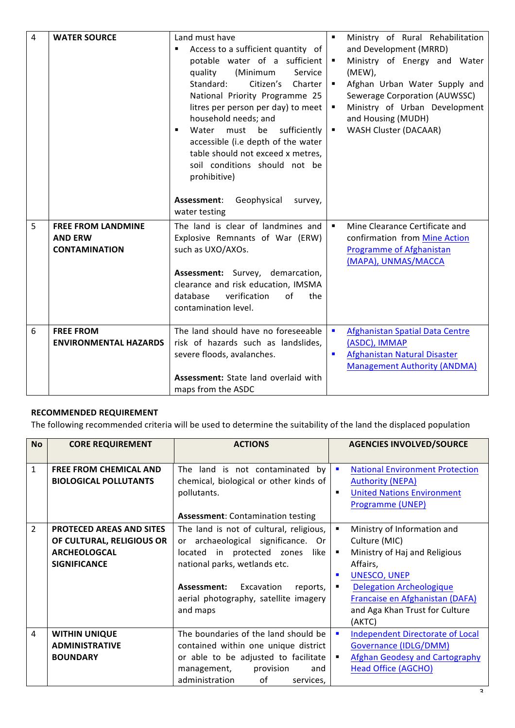| 4 | **WATER SOURCE** | Land must have<br>▪ Access to a sufficient quantity of potable water of a sufficient quality (Minimum Service Standard: Citizen's Charter National Priority Programme 25 litres per person per day) to meet household needs; and<br>▪ Water must be sufficiently accessible (i.e depth of the water table should not exceed x metres, soil conditions should not be prohibitive)<br><br>**Assessment**: Geophysical survey, water testing | ▪ Ministry of Rural Rehabilitation and Development (MRRD)<br>▪ Ministry of Energy and Water (MEW),<br>▪ Afghan Urban Water Supply and Sewerage Corporation (AUWSSC)<br>▪ Ministry of Urban Development and Housing (MUDH)<br>▪ WASH Cluster (DACAAR) |
|---|---|---|---|
| 5 | **FREE FROM LANDMINE AND ERW CONTAMINATION** | The land is clear of landmines and Explosive Remnants of War (ERW) such as UXO/AXOs.<br><br>**Assessment:** Survey, demarcation, clearance and risk education, IMSMA database verification of the contamination level. | ▪ Mine Clearance Certificate and confirmation from Mine Action Programme of Afghanistan (MAPA), UNMAS/MACCA |
| 6 | **FREE FROM ENVIRONMENTAL HAZARDS** | The land should have no foreseeable risk of hazards such as landslides, severe floods, avalanches.<br><br>**Assessment:** State land overlaid with maps from the ASDC | ▪ Afghanistan Spatial Data Centre (ASDC), IMMAP<br>▪ Afghanistan Natural Disaster Management Authority (ANDMA) |

**RECOMMENDED REQUIREMENT**

The following recommended criteria will be used to determine the suitability of the land the displaced population

| No | CORE REQUIREMENT | ACTIONS | AGENCIES INVOLVED/SOURCE |
|---|---|---|---|
| 1 | **FREE FROM CHEMICAL AND BIOLOGICAL POLLUTANTS** | The land is not contaminated by chemical, biological or other kinds of pollutants.<br><br>**Assessment**: Contamination testing | ▪ National Environment Protection Authority (NEPA)<br>▪ United Nations Environment Programme (UNEP) |
| 2 | **PROTECED AREAS AND SITES OF CULTURAL, RELIGIOUS OR ARCHEOLOGCAL SIGNIFICANCE** | The land is not of cultural, religious, or archaeological significance. Or located in protected zones like national parks, wetlands etc.<br><br>**Assessment:** Excavation reports, aerial photography, satellite imagery and maps | ▪ Ministry of Information and Culture (MIC)<br>▪ Ministry of Haj and Religious Affairs,<br>▪ UNESCO, UNEP<br>▪ Delegation Archeologique Francaise en Afghanistan (DAFA) and Aga Khan Trust for Culture (AKTC) |
| 4 | **WITHIN UNIQUE ADMINISTRATIVE BOUNDARY** | The boundaries of the land should be contained within one unique district or able to be adjusted to facilitate management, provision and administration of services, | ▪ Independent Directorate of Local Governance (IDLG/DMM)<br>▪ Afghan Geodesy and Cartography Head Office (AGCHO) |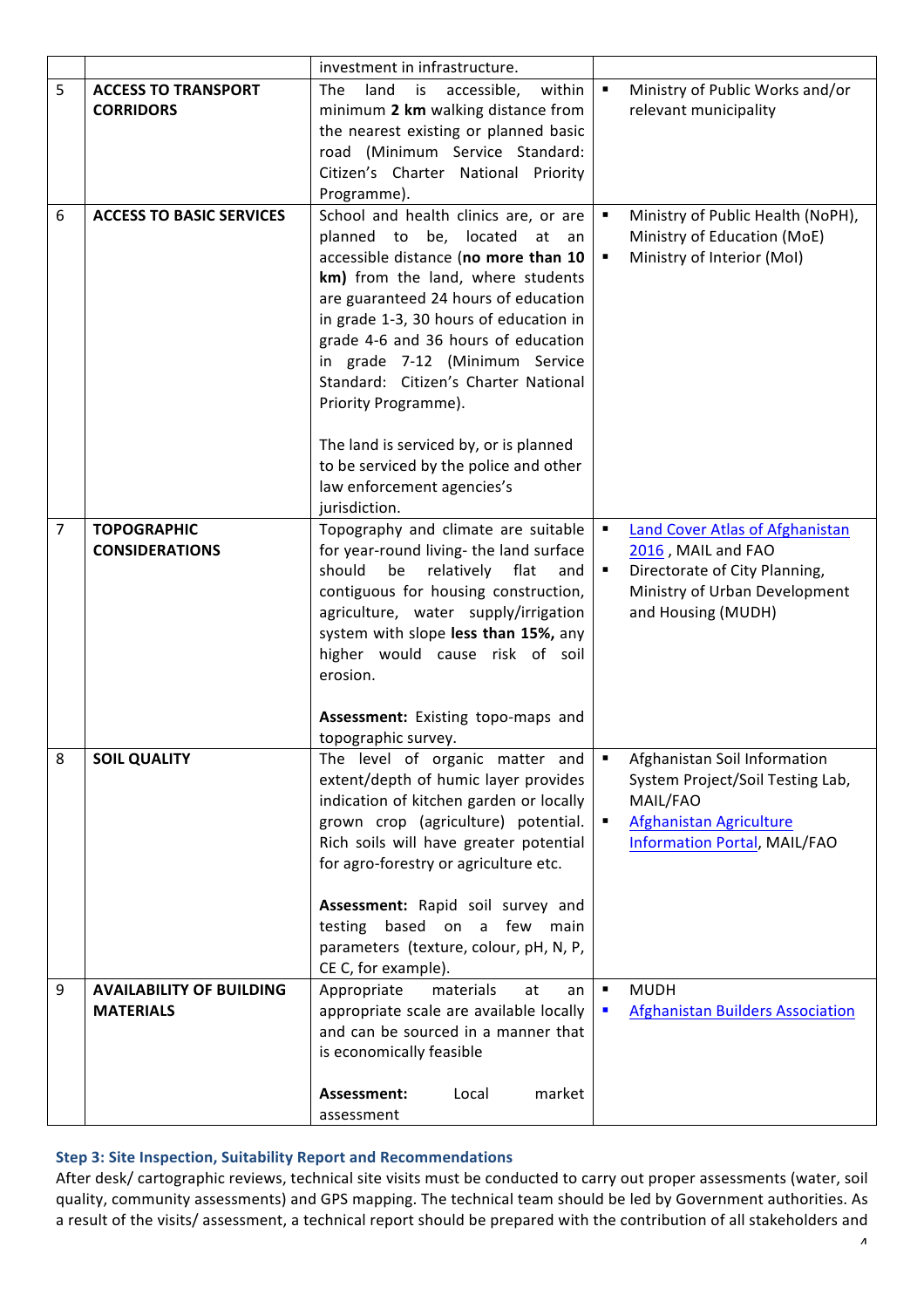| | | | |
|---|---|---|---|
| | | investment in infrastructure. | |
| 5 | **ACCESS TO TRANSPORT CORRIDORS** | The land is accessible, within minimum **2 km** walking distance from the nearest existing or planned basic road (Minimum Service Standard: Citizen's Charter National Priority Programme). | ▪ Ministry of Public Works and/or relevant municipality |
| 6 | **ACCESS TO BASIC SERVICES** | School and health clinics are, or are planned to be, located at an accessible distance (**no more than 10 km)** from the land, where students are guaranteed 24 hours of education in grade 1-3, 30 hours of education in grade 4-6 and 36 hours of education in grade 7-12 (Minimum Service Standard: Citizen's Charter National Priority Programme).<br><br>The land is serviced by, or is planned to be serviced by the police and other law enforcement agencies's jurisdiction. | ▪ Ministry of Public Health (NoPH), Ministry of Education (MoE)<br>▪ Ministry of Interior (MoI) |
| 7 | **TOPOGRAPHIC CONSIDERATIONS** | Topography and climate are suitable for year-round living- the land surface should be relatively flat and contiguous for housing construction, agriculture, water supply/irrigation system with slope **less than 15%,** any higher would cause risk of soil erosion.<br><br>**Assessment:** Existing topo-maps and topographic survey. | ▪ Land Cover Atlas of Afghanistan 2016 , MAIL and FAO<br>▪ Directorate of City Planning, Ministry of Urban Development and Housing (MUDH) |
| 8 | **SOIL QUALITY** | The level of organic matter and extent/depth of humic layer provides indication of kitchen garden or locally grown crop (agriculture) potential. Rich soils will have greater potential for agro-forestry or agriculture etc.<br><br>**Assessment:** Rapid soil survey and testing based on a few main parameters (texture, colour, pH, N, P, CE C, for example). | ▪ Afghanistan Soil Information System Project/Soil Testing Lab, MAIL/FAO<br>▪ Afghanistan Agriculture Information Portal, MAIL/FAO |
| 9 | **AVAILABILITY OF BUILDING MATERIALS** | Appropriate materials at an appropriate scale are available locally and can be sourced in a manner that is economically feasible<br><br>**Assessment:** Local market assessment | ▪ MUDH<br>▪ Afghanistan Builders Association |

### Step 3: Site Inspection, Suitability Report and Recommendations

After desk/ cartographic reviews, technical site visits must be conducted to carry out proper assessments (water, soil quality, community assessments) and GPS mapping. The technical team should be led by Government authorities. As a result of the visits/ assessment, a technical report should be prepared with the contribution of all stakeholders and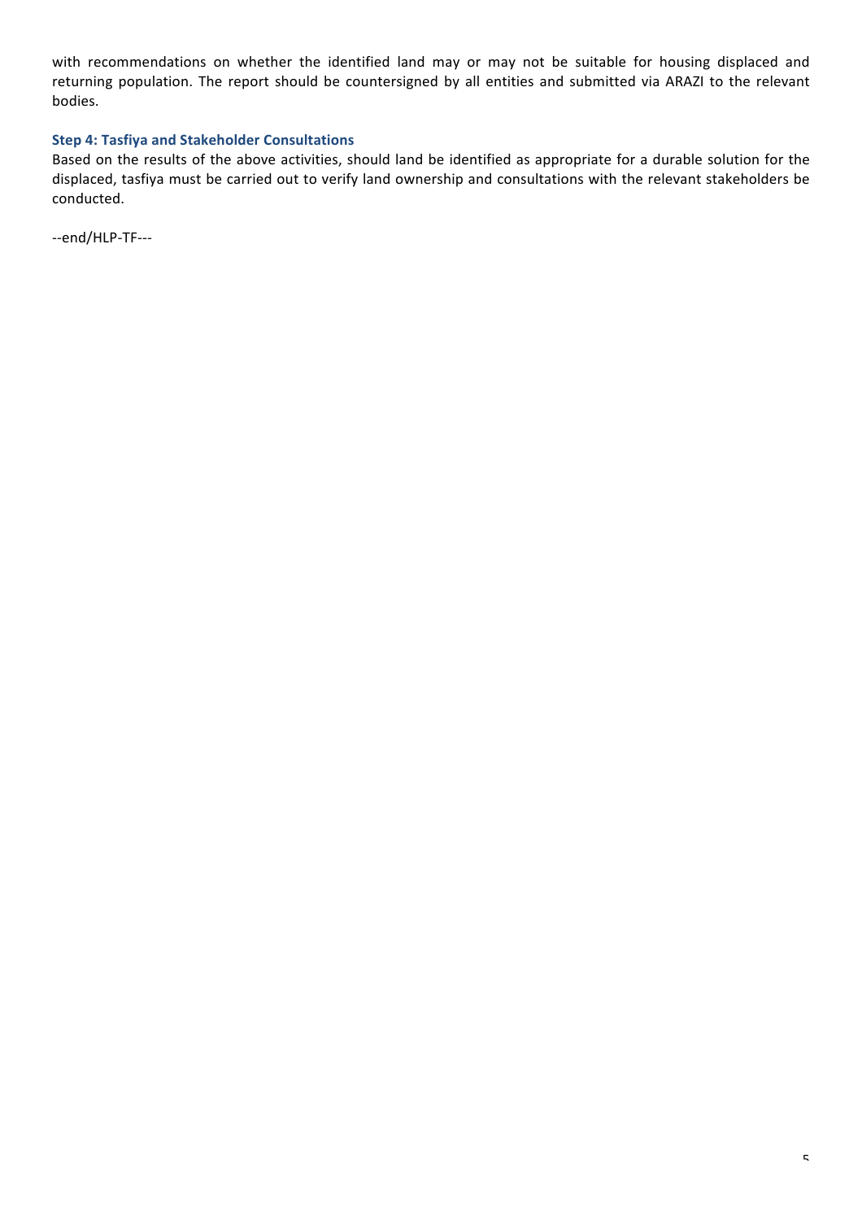with recommendations on whether the identified land may or may not be suitable for housing displaced and returning population. The report should be countersigned by all entities and submitted via ARAZI to the relevant bodies.

### Step 4: Tasfiya and Stakeholder Consultations

Based on the results of the above activities, should land be identified as appropriate for a durable solution for the displaced, tasfiya must be carried out to verify land ownership and consultations with the relevant stakeholders be conducted.

--end/HLP-TF---